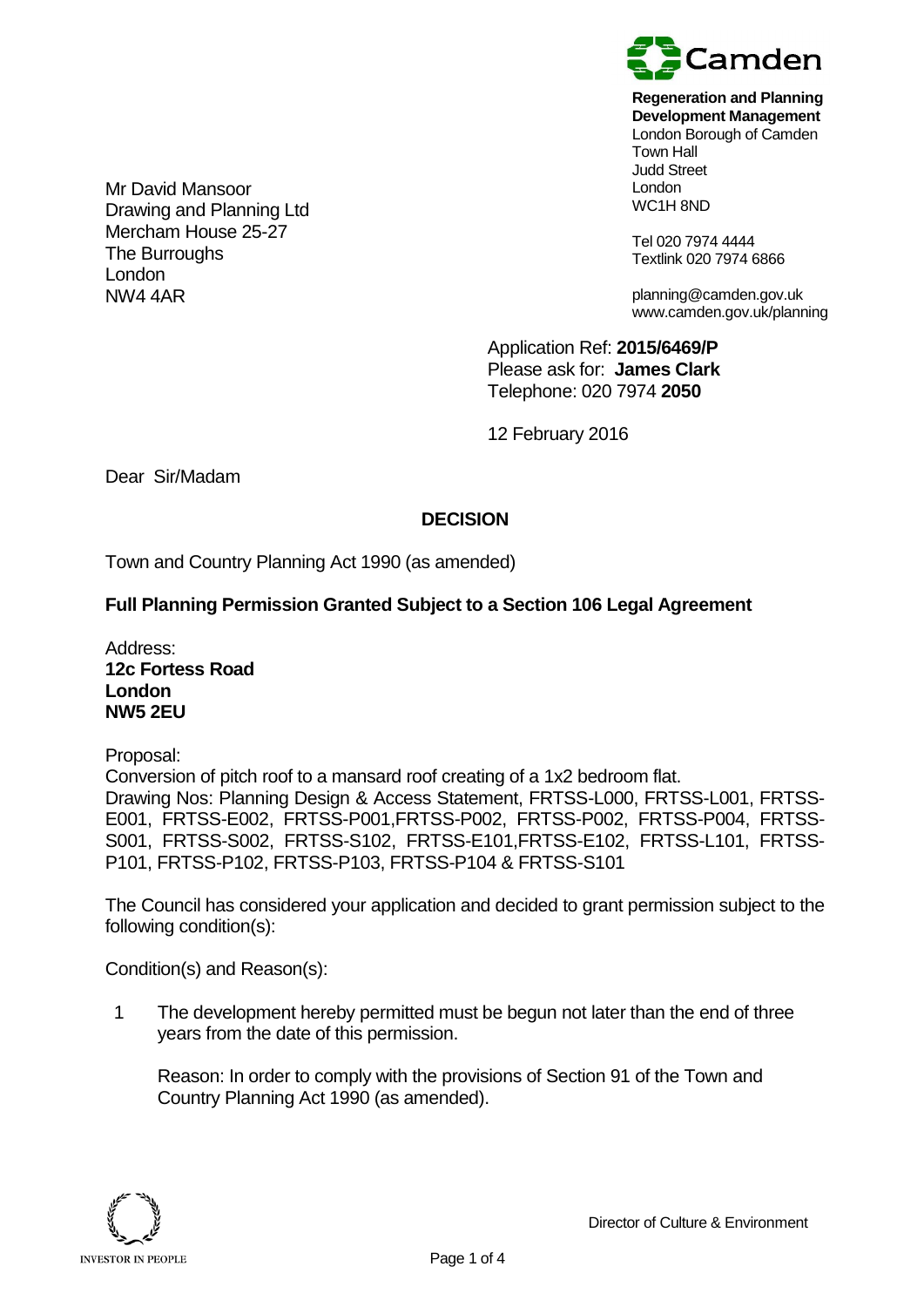Camden

**Regeneration and Planning**
**Development Management**
London Borough of Camden
Town Hall
Judd Street
London
WC1H 8ND

Tel 020 7974 4444
Textlink 020 7974 6866

planning@camden.gov.uk
www.camden.gov.uk/planning

Mr David Mansoor
Drawing and Planning Ltd
Mercham House 25-27
The Burroughs
London
NW4 4AR

Application Ref: **2015/6469/P**
Please ask for: **James Clark**
Telephone: 020 7974 **2050**

12 February 2016

Dear Sir/Madam

## DECISION

Town and Country Planning Act 1990 (as amended)

**Full Planning Permission Granted Subject to a Section 106 Legal Agreement**

Address:
**12c Fortess Road**
**London**
**NW5 2EU**

Proposal:
Conversion of pitch roof to a mansard roof creating of a 1x2 bedroom flat.
Drawing Nos: Planning Design & Access Statement, FRTSS-L000, FRTSS-L001, FRTSS-E001, FRTSS-E002, FRTSS-P001,FRTSS-P002, FRTSS-P002, FRTSS-P004, FRTSS-S001, FRTSS-S002, FRTSS-S102, FRTSS-E101,FRTSS-E102, FRTSS-L101, FRTSS-P101, FRTSS-P102, FRTSS-P103, FRTSS-P104 & FRTSS-S101

The Council has considered your application and decided to grant permission subject to the following condition(s):

Condition(s) and Reason(s):

1 The development hereby permitted must be begun not later than the end of three years from the date of this permission.

Reason: In order to comply with the provisions of Section 91 of the Town and Country Planning Act 1990 (as amended).

INVESTOR IN PEOPLE

Director of Culture & Environment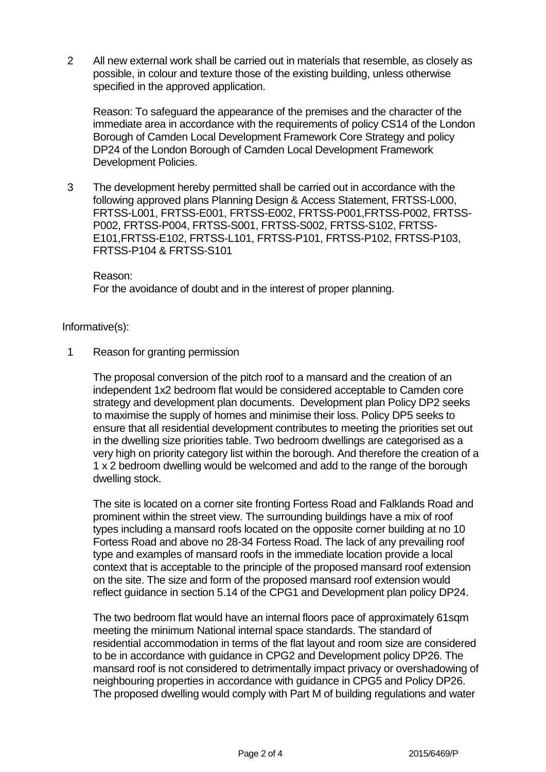2 All new external work shall be carried out in materials that resemble, as closely as possible, in colour and texture those of the existing building, unless otherwise specified in the approved application.

Reason: To safeguard the appearance of the premises and the character of the immediate area in accordance with the requirements of policy CS14 of the London Borough of Camden Local Development Framework Core Strategy and policy DP24 of the London Borough of Camden Local Development Framework Development Policies.

3 The development hereby permitted shall be carried out in accordance with the following approved plans Planning Design & Access Statement, FRTSS-L000, FRTSS-L001, FRTSS-E001, FRTSS-E002, FRTSS-P001,FRTSS-P002, FRTSS-P002, FRTSS-P004, FRTSS-S001, FRTSS-S002, FRTSS-S102, FRTSS-E101,FRTSS-E102, FRTSS-L101, FRTSS-P101, FRTSS-P102, FRTSS-P103, FRTSS-P104 & FRTSS-S101

Reason:
For the avoidance of doubt and in the interest of proper planning.

Informative(s):

1 Reason for granting permission

The proposal conversion of the pitch roof to a mansard and the creation of an independent 1x2 bedroom flat would be considered acceptable to Camden core strategy and development plan documents. Development plan Policy DP2 seeks to maximise the supply of homes and minimise their loss. Policy DP5 seeks to ensure that all residential development contributes to meeting the priorities set out in the dwelling size priorities table. Two bedroom dwellings are categorised as a very high on priority category list within the borough. And therefore the creation of a 1 x 2 bedroom dwelling would be welcomed and add to the range of the borough dwelling stock.

The site is located on a corner site fronting Fortess Road and Falklands Road and prominent within the street view. The surrounding buildings have a mix of roof types including a mansard roofs located on the opposite corner building at no 10 Fortess Road and above no 28-34 Fortess Road. The lack of any prevailing roof type and examples of mansard roofs in the immediate location provide a local context that is acceptable to the principle of the proposed mansard roof extension on the site. The size and form of the proposed mansard roof extension would reflect guidance in section 5.14 of the CPG1 and Development plan policy DP24.

The two bedroom flat would have an internal floors pace of approximately 61sqm meeting the minimum National internal space standards. The standard of residential accommodation in terms of the flat layout and room size are considered to be in accordance with guidance in CPG2 and Development policy DP26. The mansard roof is not considered to detrimentally impact privacy or overshadowing of neighbouring properties in accordance with guidance in CPG5 and Policy DP26. The proposed dwelling would comply with Part M of building regulations and water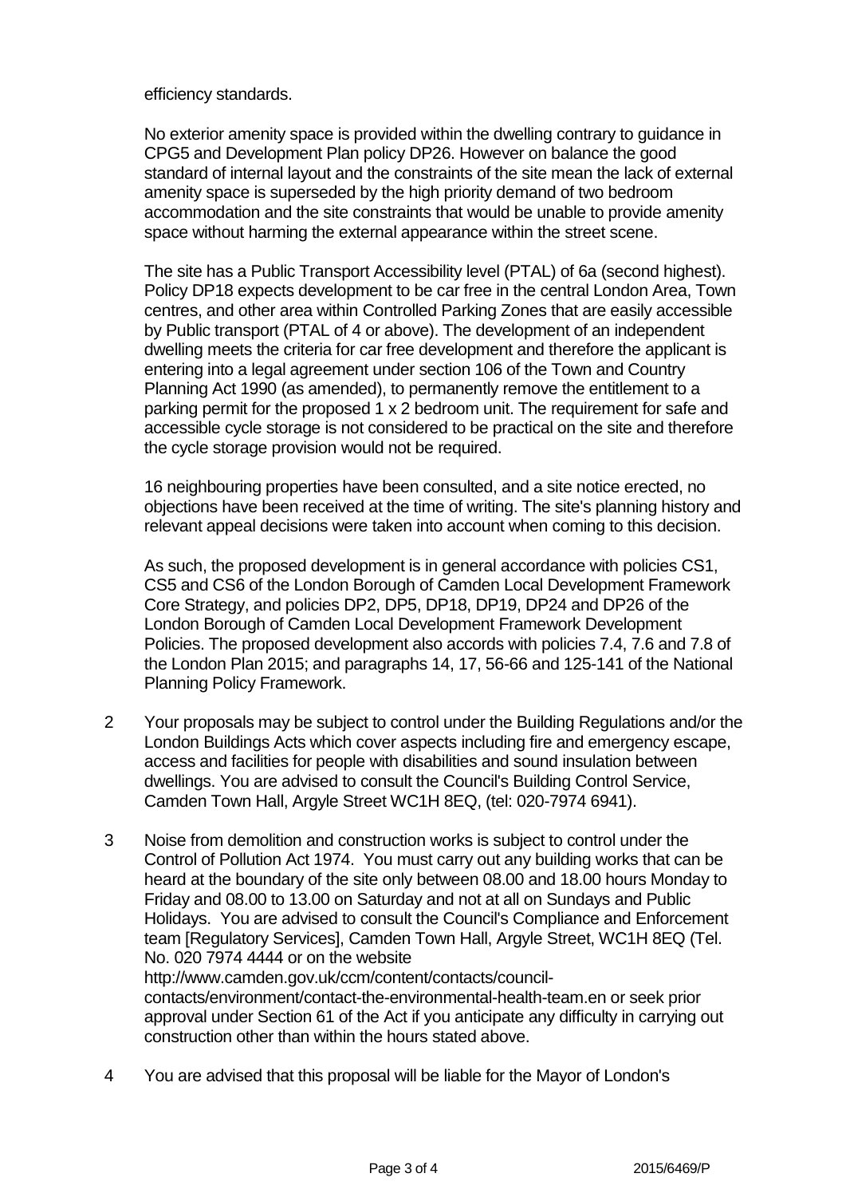efficiency standards.

No exterior amenity space is provided within the dwelling contrary to guidance in CPG5 and Development Plan policy DP26. However on balance the good standard of internal layout and the constraints of the site mean the lack of external amenity space is superseded by the high priority demand of two bedroom accommodation and the site constraints that would be unable to provide amenity space without harming the external appearance within the street scene.

The site has a Public Transport Accessibility level (PTAL) of 6a (second highest). Policy DP18 expects development to be car free in the central London Area, Town centres, and other area within Controlled Parking Zones that are easily accessible by Public transport (PTAL of 4 or above). The development of an independent dwelling meets the criteria for car free development and therefore the applicant is entering into a legal agreement under section 106 of the Town and Country Planning Act 1990 (as amended), to permanently remove the entitlement to a parking permit for the proposed 1 x 2 bedroom unit. The requirement for safe and accessible cycle storage is not considered to be practical on the site and therefore the cycle storage provision would not be required.

16 neighbouring properties have been consulted, and a site notice erected, no objections have been received at the time of writing. The site's planning history and relevant appeal decisions were taken into account when coming to this decision.

As such, the proposed development is in general accordance with policies CS1, CS5 and CS6 of the London Borough of Camden Local Development Framework Core Strategy, and policies DP2, DP5, DP18, DP19, DP24 and DP26 of the London Borough of Camden Local Development Framework Development Policies. The proposed development also accords with policies 7.4, 7.6 and 7.8 of the London Plan 2015; and paragraphs 14, 17, 56-66 and 125-141 of the National Planning Policy Framework.

2 Your proposals may be subject to control under the Building Regulations and/or the London Buildings Acts which cover aspects including fire and emergency escape, access and facilities for people with disabilities and sound insulation between dwellings. You are advised to consult the Council's Building Control Service, Camden Town Hall, Argyle Street WC1H 8EQ, (tel: 020-7974 6941).

3 Noise from demolition and construction works is subject to control under the Control of Pollution Act 1974. You must carry out any building works that can be heard at the boundary of the site only between 08.00 and 18.00 hours Monday to Friday and 08.00 to 13.00 on Saturday and not at all on Sundays and Public Holidays. You are advised to consult the Council's Compliance and Enforcement team [Regulatory Services], Camden Town Hall, Argyle Street, WC1H 8EQ (Tel. No. 020 7974 4444 or on the website http://www.camden.gov.uk/ccm/content/contacts/council-contacts/environment/contact-the-environmental-health-team.en or seek prior approval under Section 61 of the Act if you anticipate any difficulty in carrying out construction other than within the hours stated above.

4 You are advised that this proposal will be liable for the Mayor of London's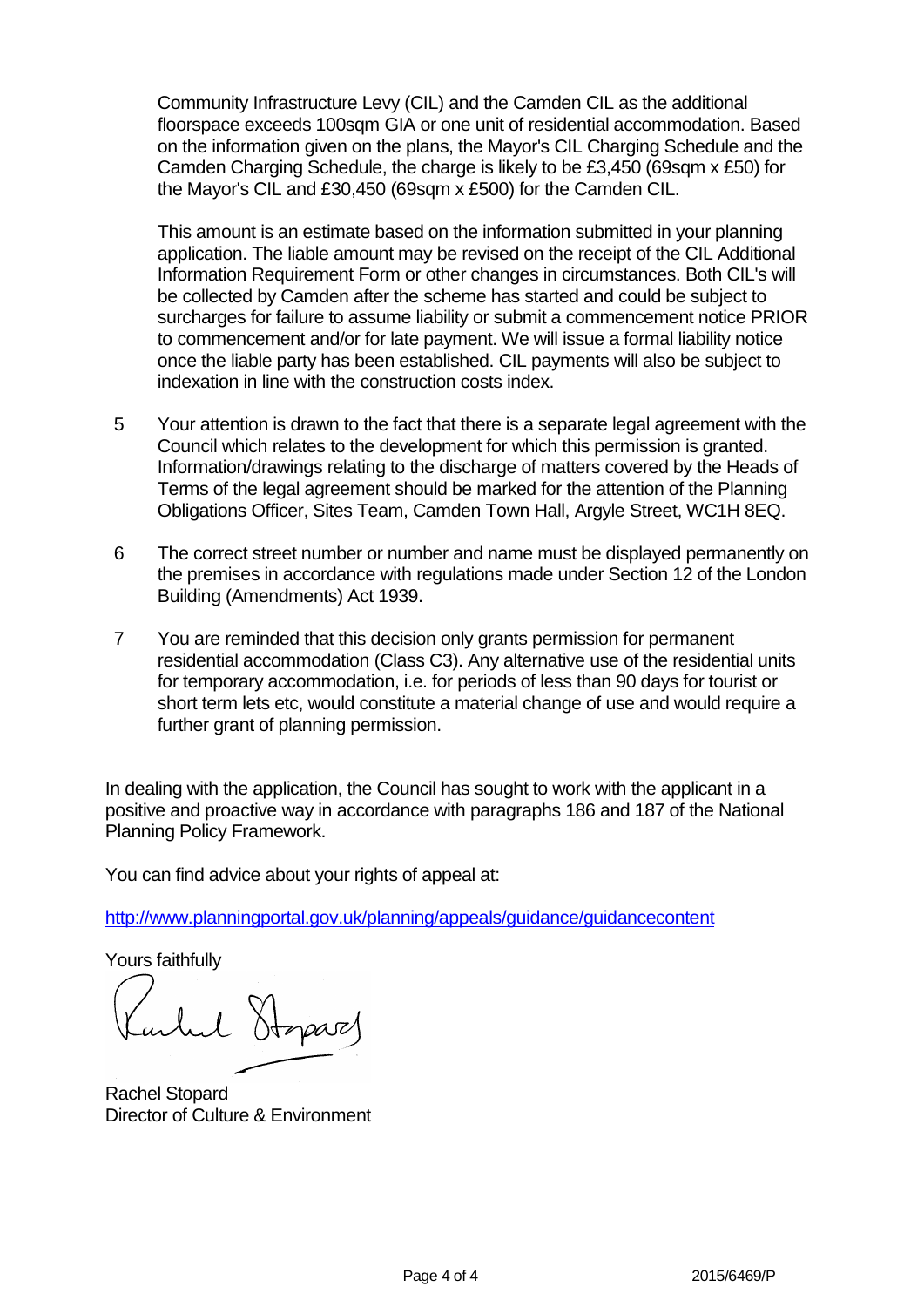Community Infrastructure Levy (CIL) and the Camden CIL as the additional floorspace exceeds 100sqm GIA or one unit of residential accommodation. Based on the information given on the plans, the Mayor's CIL Charging Schedule and the Camden Charging Schedule, the charge is likely to be £3,450 (69sqm x £50) for the Mayor's CIL and £30,450 (69sqm x £500) for the Camden CIL.

This amount is an estimate based on the information submitted in your planning application. The liable amount may be revised on the receipt of the CIL Additional Information Requirement Form or other changes in circumstances. Both CIL's will be collected by Camden after the scheme has started and could be subject to surcharges for failure to assume liability or submit a commencement notice PRIOR to commencement and/or for late payment. We will issue a formal liability notice once the liable party has been established. CIL payments will also be subject to indexation in line with the construction costs index.

5 Your attention is drawn to the fact that there is a separate legal agreement with the Council which relates to the development for which this permission is granted. Information/drawings relating to the discharge of matters covered by the Heads of Terms of the legal agreement should be marked for the attention of the Planning Obligations Officer, Sites Team, Camden Town Hall, Argyle Street, WC1H 8EQ.

6 The correct street number or number and name must be displayed permanently on the premises in accordance with regulations made under Section 12 of the London Building (Amendments) Act 1939.

7 You are reminded that this decision only grants permission for permanent residential accommodation (Class C3). Any alternative use of the residential units for temporary accommodation, i.e. for periods of less than 90 days for tourist or short term lets etc, would constitute a material change of use and would require a further grant of planning permission.

In dealing with the application, the Council has sought to work with the applicant in a positive and proactive way in accordance with paragraphs 186 and 187 of the National Planning Policy Framework.

You can find advice about your rights of appeal at:

http://www.planningportal.gov.uk/planning/appeals/guidance/guidancecontent

Yours faithfully

Rachel Stopard
Director of Culture & Environment